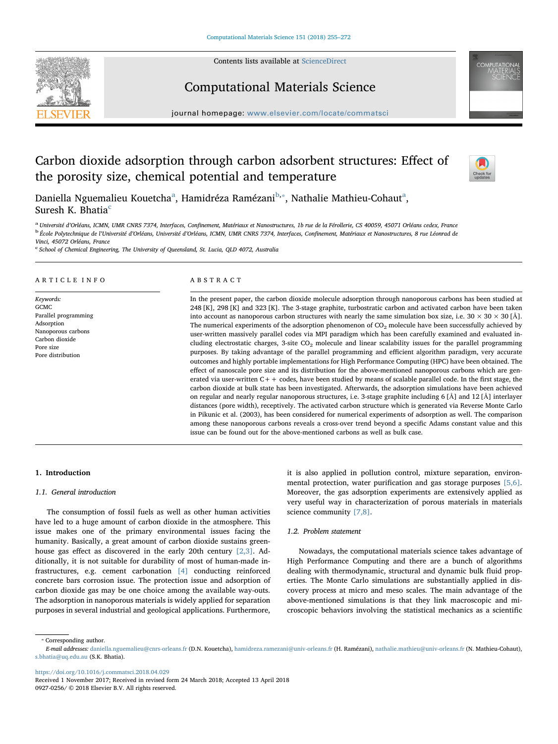# Carbon dioxide adsorption through carbon adsorbent structures: Effect of the porosity size, chemical potential and temperature

Daniella Nguemalieu Kouetcha[a], Hamidréza Ramézani[b,*], Nathalie Mathieu-Cohaut[a], Suresh K. Bhatia[c]

[a] Université d'Orléans, ICMN, UMR CNRS 7374, Interfaces, Confinement, Matériaux et Nanostructures, 1b rue de la Férollerie, CS 40059, 45071 Orléans cedex, France

[b] École Polytechnique de l'Université d'Orléans, Université d'Orléans, ICMN, UMR CNRS 7374, Interfaces, Confinement, Matériaux et Nanostructures, 8 rue Léonrad de Vinci, 45072 Orléans, France

[c] School of Chemical Engineering, The University of Queensland, St. Lucia, QLD 4072, Australia

## ARTICLE INFO

*Keywords:*
GCMC
Parallel programming
Adsorption
Nanoporous carbons
Carbon dioxide
Pore size
Pore distribution

## ABSTRACT

In the present paper, the carbon dioxide molecule adsorption through nanoporous carbons has been studied at 248 [K], 298 [K] and 323 [K]. The 3-stage graphite, turbostratic carbon and activated carbon have been taken into account as nanoporous carbon structures with nearly the same simulation box size, i.e. 30 × 30 × 30 [Å]. The numerical experiments of the adsorption phenomenon of $CO_2$ molecule have been successfully achieved by user-written massively parallel codes via MPI paradigm which has been carefully examined and evaluated including electrostatic charges, 3-site $CO_2$ molecule and linear scalability issues for the parallel programming purposes. By taking advantage of the parallel programming and efficient algorithm paradigm, very accurate outcomes and highly portable implementations for High Performance Computing (HPC) have been obtained. The effect of nanoscale pore size and its distribution for the above-mentioned nanoporous carbons which are generated via user-written C++ codes, have been studied by means of scalable parallel code. In the first stage, the carbon dioxide at bulk state has been investigated. Afterwards, the adsorption simulations have been achieved on regular and nearly regular nanoporous structures, i.e. 3-stage graphite including 6 [Å] and 12 [Å] interlayer distances (pore width), receptively. The activated carbon structure which is generated via Reverse Monte Carlo in Pikunic et al. (2003), has been considered for numerical experiments of adsorption as well. The comparison among these nanoporous carbons reveals a cross-over trend beyond a specific Adams constant value and this issue can be found out for the above-mentioned carbons as well as bulk case.

## 1. Introduction

### 1.1. General introduction

The consumption of fossil fuels as well as other human activities have led to a huge amount of carbon dioxide in the atmosphere. This issue makes one of the primary environmental issues facing the humanity. Basically, a great amount of carbon dioxide sustains greenhouse gas effect as discovered in the early 20th century [2,3]. Additionally, it is not suitable for durability of most of human-made infrastructures, e.g. cement carbonation [4] conducting reinforced concrete bars corrosion issue. The protection issue and adsorption of carbon dioxide gas may be one choice among the available way-outs. The adsorption in nanoporous materials is widely applied for separation purposes in several industrial and geological applications. Furthermore, it is also applied in pollution control, mixture separation, environmental protection, water purification and gas storage purposes [5,6]. Moreover, the gas adsorption experiments are extensively applied as very useful way in characterization of porous materials in materials science community [7,8].

### 1.2. Problem statement

Nowadays, the computational materials science takes advantage of High Performance Computing and there are a bunch of algorithms dealing with thermodynamic, structural and dynamic bulk fluid properties. The Monte Carlo simulations are substantially applied in discovery process at micro and meso scales. The main advantage of the above-mentioned simulations is that they link macroscopic and microscopic behaviors involving the statistical mechanics as a scientific

---

* Corresponding author.
*E-mail addresses:* daniella.nguemalieu@cnrs-orleans.fr (D.N. Kouetcha), hamidreza.ramezani@univ-orleans.fr (H. Ramézani), nathalie.mathieu@univ-orleans.fr (N. Mathieu-Cohaut), s.bhatia@uq.edu.au (S.K. Bhatia).

https://doi.org/10.1016/j.commatsci.2018.04.029
Received 1 November 2017; Received in revised form 24 March 2018; Accepted 13 April 2018
0927-0256/ © 2018 Elsevier B.V. All rights reserved.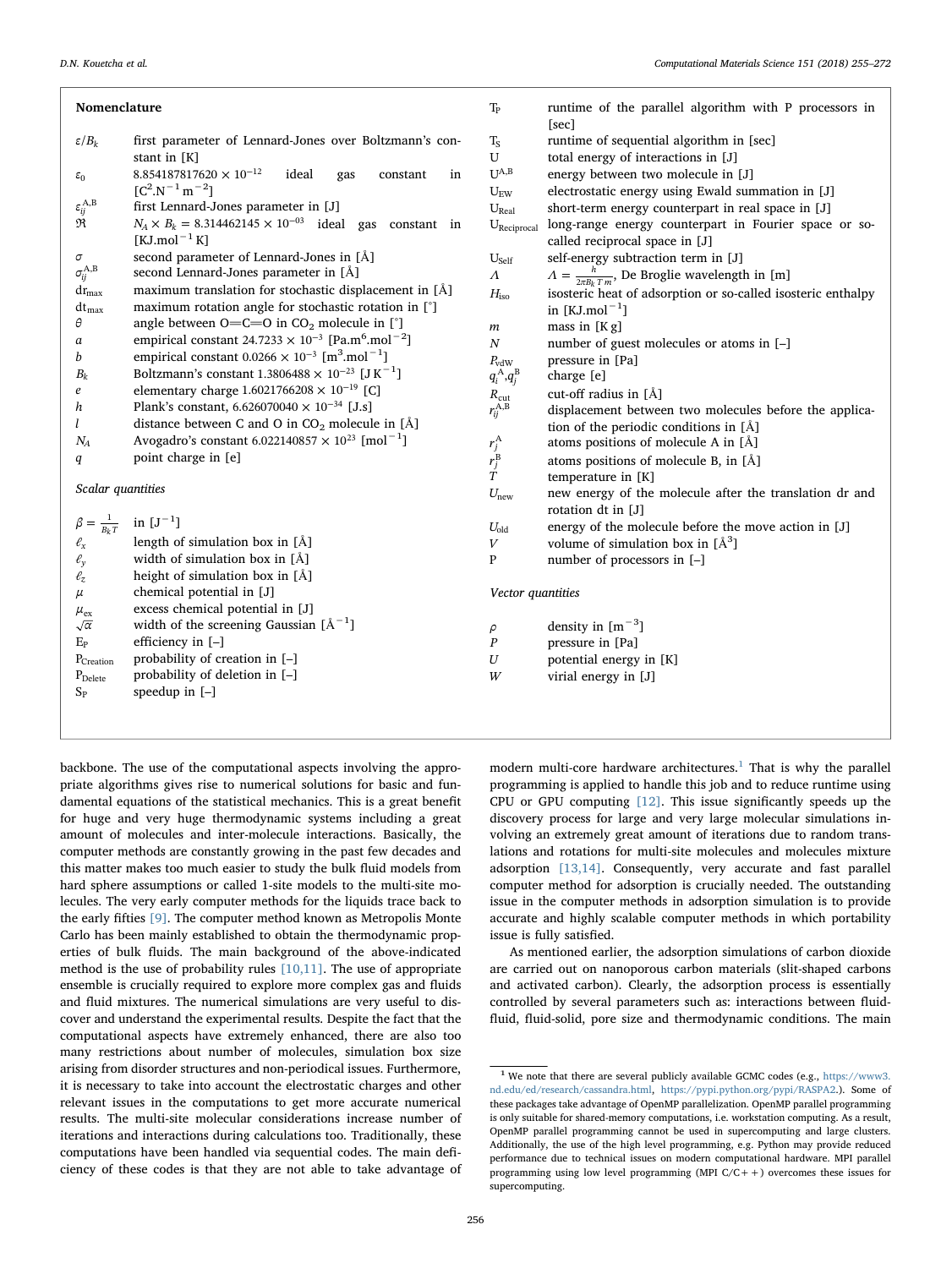## Nomenclature

| | |
|---|---|
| $\varepsilon/B_k$ | first parameter of Lennard-Jones over Boltzmann's constant in [K] |
| $\varepsilon_0$ | $8.854187817620 \times 10^{-12}$ ideal gas constant in [$C^2.N^{-1}\,m^{-2}$] |
| $\varepsilon_{ij}^{A,B}$ | first Lennard-Jones parameter in [J] |
| $\Re$ | $N_A \times B_k = 8.314462145 \times 10^{-03}$ ideal gas constant in [$KJ.mol^{-1}\,K$] |
| $\sigma$ | second parameter of Lennard-Jones in [Å] |
| $\sigma_{ij}^{A,B}$ | second Lennard-Jones parameter in [Å] |
| $dr_{max}$ | maximum translation for stochastic displacement in [Å] |
| $dt_{max}$ | maximum rotation angle for stochastic rotation in [°] |
| $\theta$ | angle between O=C=O in $CO_2$ molecule in [°] |
| $a$ | empirical constant $24.7233 \times 10^{-3}$ [$Pa.m^6.mol^{-2}$] |
| $b$ | empirical constant $0.0266 \times 10^{-3}$ [$m^3.mol^{-1}$] |
| $B_k$ | Boltzmann's constant $1.3806488 \times 10^{-23}$ [$J\,K^{-1}$] |
| $e$ | elementary charge $1.6021766208 \times 10^{-19}$ [C] |
| $h$ | Plank's constant, $6.626070040 \times 10^{-34}$ [J.s] |
| $l$ | distance between C and O in $CO_2$ molecule in [Å] |
| $N_A$ | Avogadro's constant $6.022140857 \times 10^{23}$ [$mol^{-1}$] |
| $q$ | point charge in [e] |

*Scalar quantities*

| | |
|---|---|
| $\beta = \frac{1}{B_k T}$ | in [$J^{-1}$] |
| $\ell_x$ | length of simulation box in [Å] |
| $\ell_y$ | width of simulation box in [Å] |
| $\ell_z$ | height of simulation box in [Å] |
| $\mu$ | chemical potential in [J] |
| $\mu_{ex}$ | excess chemical potential in [J] |
| $\sqrt{\alpha}$ | width of the screening Gaussian [$Å^{-1}$] |
| $E_P$ | efficiency in [–] |
| $P_{Creation}$ | probability of creation in [–] |
| $P_{Delete}$ | probability of deletion in [–] |
| $S_P$ | speedup in [–] |
| $T_P$ | runtime of the parallel algorithm with P processors in [sec] |
| $T_S$ | runtime of sequential algorithm in [sec] |
| U | total energy of interactions in [J] |
| $U^{A,B}$ | energy between two molecule in [J] |
| $U_{EW}$ | electrostatic energy using Ewald summation in [J] |
| $U_{Real}$ | short-term energy counterpart in real space in [J] |
| $U_{Reciprocal}$ | long-range energy counterpart in Fourier space or so-called reciprocal space in [J] |
| $U_{Self}$ | self-energy subtraction term in [J] |
| $\Lambda$ | $\Lambda = \frac{h}{2\pi B_k T m}$, De Broglie wavelength in [m] |
| $H_{iso}$ | isosteric heat of adsorption or so-called isosteric enthalpy in [$KJ.mol^{-1}$] |
| $m$ | mass in [K g] |
| $N$ | number of guest molecules or atoms in [–] |
| $P_{vdW}$ | pressure in [Pa] |
| $q_i^A, q_j^B$ | charge [e] |
| $R_{cut}$ | cut-off radius in [Å] |
| $r_{ij}^{A,B}$ | displacement between two molecules before the application of the periodic conditions in [Å] |
| $r_j^A$ | atoms positions of molecule A in [Å] |
| $r_j^B$ | atoms positions of molecule B, in [Å] |
| $T$ | temperature in [K] |
| $U_{new}$ | new energy of the molecule after the translation dr and rotation dt in [J] |
| $U_{old}$ | energy of the molecule before the move action in [J] |
| $V$ | volume of simulation box in [$Å^3$] |
| P | number of processors in [–] |

*Vector quantities*

| | |
|---|---|
| $\rho$ | density in [$m^{-3}$] |
| $P$ | pressure in [Pa] |
| $U$ | potential energy in [K] |
| $W$ | virial energy in [J] |

backbone. The use of the computational aspects involving the appropriate algorithms gives rise to numerical solutions for basic and fundamental equations of the statistical mechanics. This is a great benefit for huge and very huge thermodynamic systems including a great amount of molecules and inter-molecule interactions. Basically, the computer methods are constantly growing in the past few decades and this matter makes too much easier to study the bulk fluid models from hard sphere assumptions or called 1-site models to the multi-site molecules. The very early computer methods for the liquids trace back to the early fifties [9]. The computer method known as Metropolis Monte Carlo has been mainly established to obtain the thermodynamic properties of bulk fluids. The main background of the above-indicated method is the use of probability rules [10,11]. The use of appropriate ensemble is crucially required to explore more complex gas and fluids and fluid mixtures. The numerical simulations are very useful to discover and understand the experimental results. Despite the fact that the computational aspects have extremely enhanced, there are also too many restrictions about number of molecules, simulation box size arising from disorder structures and non-periodical issues. Furthermore, it is necessary to take into account the electrostatic charges and other relevant issues in the computations to get more accurate numerical results. The multi-site molecular considerations increase number of iterations and interactions during calculations too. Traditionally, these computations have been handled via sequential codes. The main deficiency of these codes is that they are not able to take advantage of modern multi-core hardware architectures.[1] That is why the parallel programming is applied to handle this job and to reduce runtime using CPU or GPU computing [12]. This issue significantly speeds up the discovery process for large and very large molecular simulations involving an extremely great amount of iterations due to random translations and rotations for multi-site molecules and molecules mixture adsorption [13,14]. Consequently, very accurate and fast parallel computer method for adsorption is crucially needed. The outstanding issue in the computer methods in adsorption simulation is to provide accurate and highly scalable computer methods in which portability issue is fully satisfied.

As mentioned earlier, the adsorption simulations of carbon dioxide are carried out on nanoporous carbon materials (slit-shaped carbons and activated carbon). Clearly, the adsorption process is essentially controlled by several parameters such as: interactions between fluid-fluid, fluid-solid, pore size and thermodynamic conditions. The main

[1] We note that there are several publicly available GCMC codes (e.g., https://www3.nd.edu/ed/research/cassandra.html, https://pypi.python.org/pypi/RASPA2.). Some of these packages take advantage of OpenMP parallelization. OpenMP parallel programming is only suitable for shared-memory computations, i.e. workstation computing. As a result, OpenMP parallel programming cannot be used in supercomputing and large clusters. Additionally, the use of the high level programming, e.g. Python may provide reduced performance due to technical issues on modern computational hardware. MPI parallel programming using low level programming (MPI C/C++) overcomes these issues for supercomputing.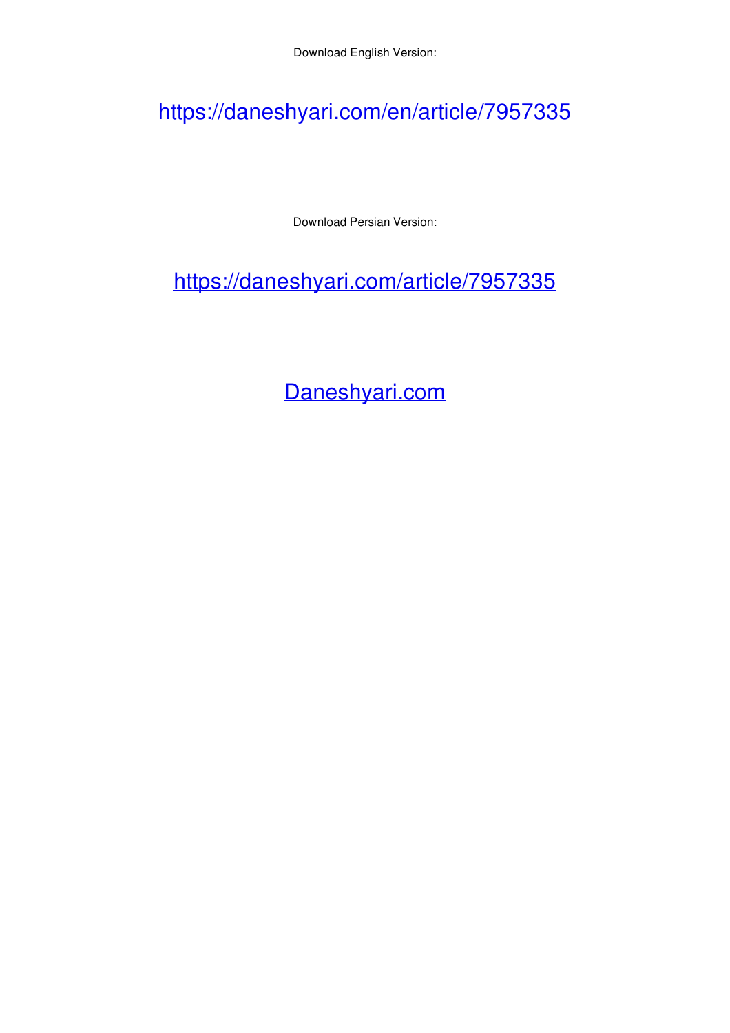Download English Version:

[https://daneshyari.com/en/article/7957335](https://daneshyari.com/en/article/7957335)

Download Persian Version:

[https://daneshyari.com/article/7957335](https://daneshyari.com/article/7957335)

[Daneshyari.com](https://daneshyari.com)